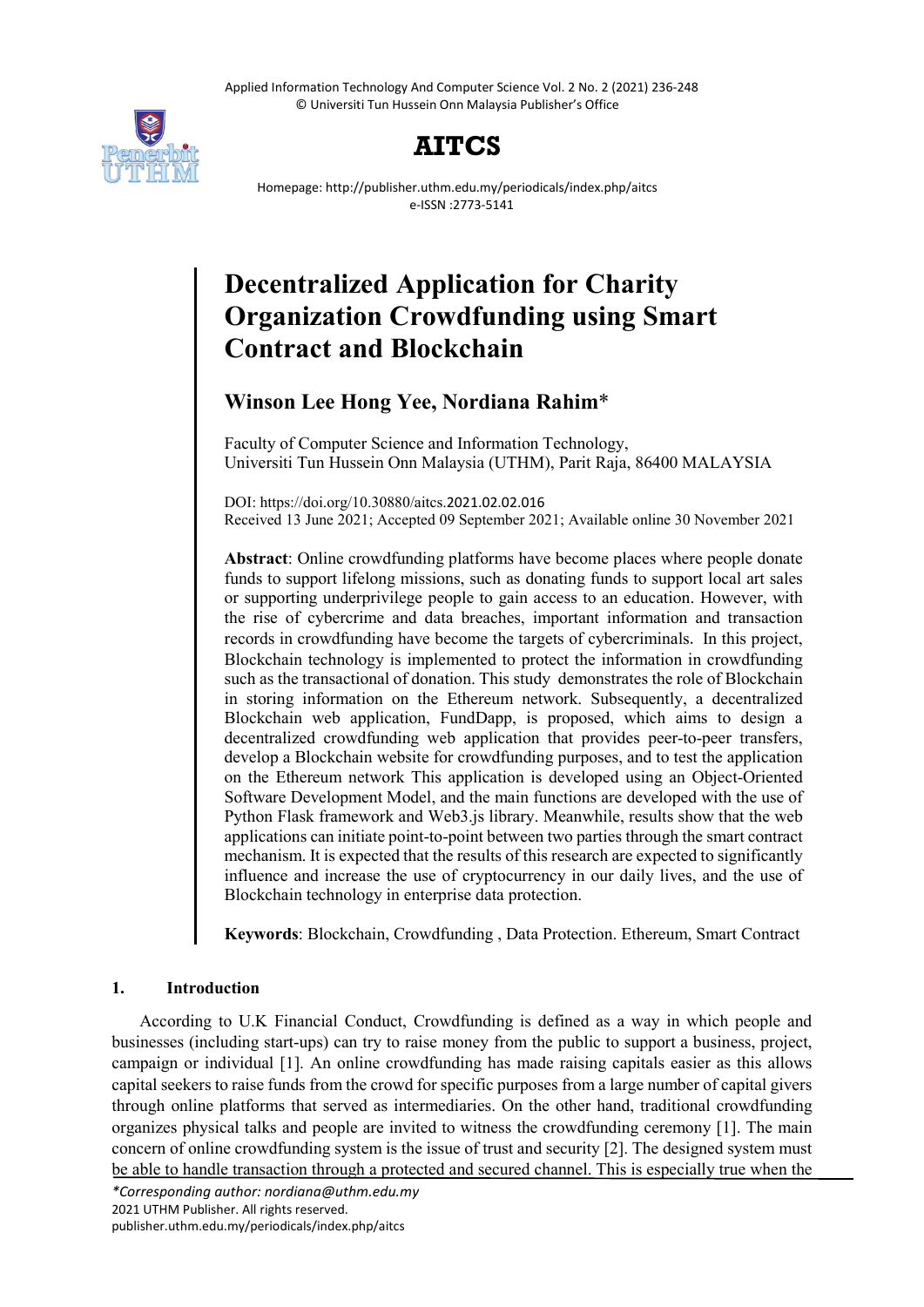# Decentralized Application for Charity Organization Crowdfunding using Smart Contract and Blockchain

**Winson Lee Hong Yee, Nordiana Rahim***

Faculty of Computer Science and Information Technology,
Universiti Tun Hussein Onn Malaysia (UTHM), Parit Raja, 86400 MALAYSIA

DOI: https://doi.org/10.30880/aitcs.2021.02.02.016
Received 13 June 2021; Accepted 09 September 2021; Available online 30 November 2021

**Abstract**: Online crowdfunding platforms have become places where people donate funds to support lifelong missions, such as donating funds to support local art sales or supporting underprivilege people to gain access to an education. However, with the rise of cybercrime and data breaches, important information and transaction records in crowdfunding have become the targets of cybercriminals. In this project, Blockchain technology is implemented to protect the information in crowdfunding such as the transactional of donation. This study demonstrates the role of Blockchain in storing information on the Ethereum network. Subsequently, a decentralized Blockchain web application, FundDapp, is proposed, which aims to design a decentralized crowdfunding web application that provides peer-to-peer transfers, develop a Blockchain website for crowdfunding purposes, and to test the application on the Ethereum network This application is developed using an Object-Oriented Software Development Model, and the main functions are developed with the use of Python Flask framework and Web3.js library. Meanwhile, results show that the web applications can initiate point-to-point between two parties through the smart contract mechanism. It is expected that the results of this research are expected to significantly influence and increase the use of cryptocurrency in our daily lives, and the use of Blockchain technology in enterprise data protection.

**Keywords**: Blockchain, Crowdfunding , Data Protection. Ethereum, Smart Contract

## 1. Introduction

According to U.K Financial Conduct, Crowdfunding is defined as a way in which people and businesses (including start-ups) can try to raise money from the public to support a business, project, campaign or individual [1]. An online crowdfunding has made raising capitals easier as this allows capital seekers to raise funds from the crowd for specific purposes from a large number of capital givers through online platforms that served as intermediaries. On the other hand, traditional crowdfunding organizes physical talks and people are invited to witness the crowdfunding ceremony [1]. The main concern of online crowdfunding system is the issue of trust and security [2]. The designed system must be able to handle transaction through a protected and secured channel. This is especially true when the

*Corresponding author: nordiana@uthm.edu.my
2021 UTHM Publisher. All rights reserved.
publisher.uthm.edu.my/periodicals/index.php/aitcs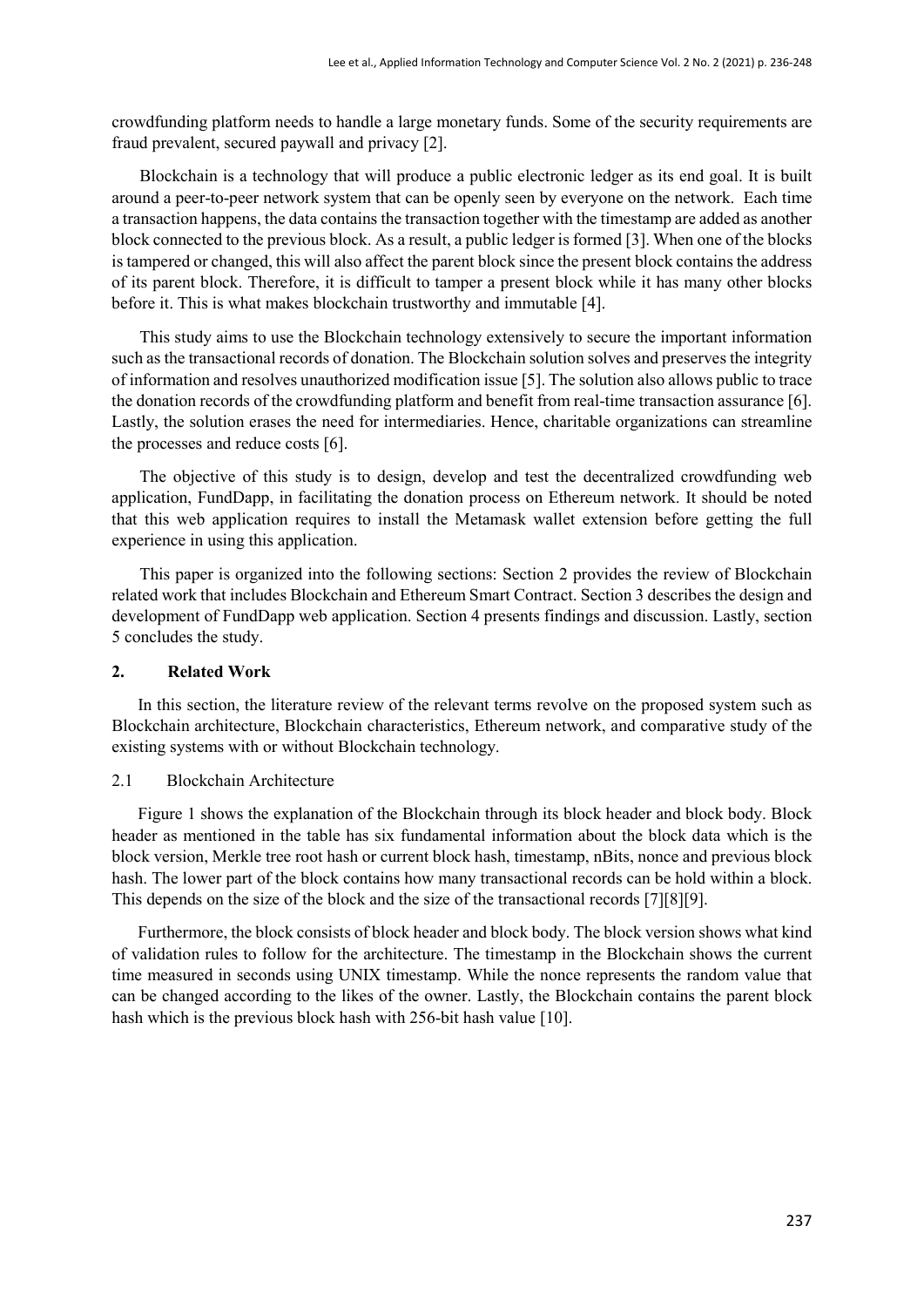crowdfunding platform needs to handle a large monetary funds. Some of the security requirements are fraud prevalent, secured paywall and privacy [2].

Blockchain is a technology that will produce a public electronic ledger as its end goal. It is built around a peer-to-peer network system that can be openly seen by everyone on the network. Each time a transaction happens, the data contains the transaction together with the timestamp are added as another block connected to the previous block. As a result, a public ledger is formed [3]. When one of the blocks is tampered or changed, this will also affect the parent block since the present block contains the address of its parent block. Therefore, it is difficult to tamper a present block while it has many other blocks before it. This is what makes blockchain trustworthy and immutable [4].

This study aims to use the Blockchain technology extensively to secure the important information such as the transactional records of donation. The Blockchain solution solves and preserves the integrity of information and resolves unauthorized modification issue [5]. The solution also allows public to trace the donation records of the crowdfunding platform and benefit from real-time transaction assurance [6]. Lastly, the solution erases the need for intermediaries. Hence, charitable organizations can streamline the processes and reduce costs [6].

The objective of this study is to design, develop and test the decentralized crowdfunding web application, FundDapp, in facilitating the donation process on Ethereum network. It should be noted that this web application requires to install the Metamask wallet extension before getting the full experience in using this application.

This paper is organized into the following sections: Section 2 provides the review of Blockchain related work that includes Blockchain and Ethereum Smart Contract. Section 3 describes the design and development of FundDapp web application. Section 4 presents findings and discussion. Lastly, section 5 concludes the study.

## 2. Related Work

In this section, the literature review of the relevant terms revolve on the proposed system such as Blockchain architecture, Blockchain characteristics, Ethereum network, and comparative study of the existing systems with or without Blockchain technology.

### 2.1 Blockchain Architecture

Figure 1 shows the explanation of the Blockchain through its block header and block body. Block header as mentioned in the table has six fundamental information about the block data which is the block version, Merkle tree root hash or current block hash, timestamp, nBits, nonce and previous block hash. The lower part of the block contains how many transactional records can be hold within a block. This depends on the size of the block and the size of the transactional records [7][8][9].

Furthermore, the block consists of block header and block body. The block version shows what kind of validation rules to follow for the architecture. The timestamp in the Blockchain shows the current time measured in seconds using UNIX timestamp. While the nonce represents the random value that can be changed according to the likes of the owner. Lastly, the Blockchain contains the parent block hash which is the previous block hash with 256-bit hash value [10].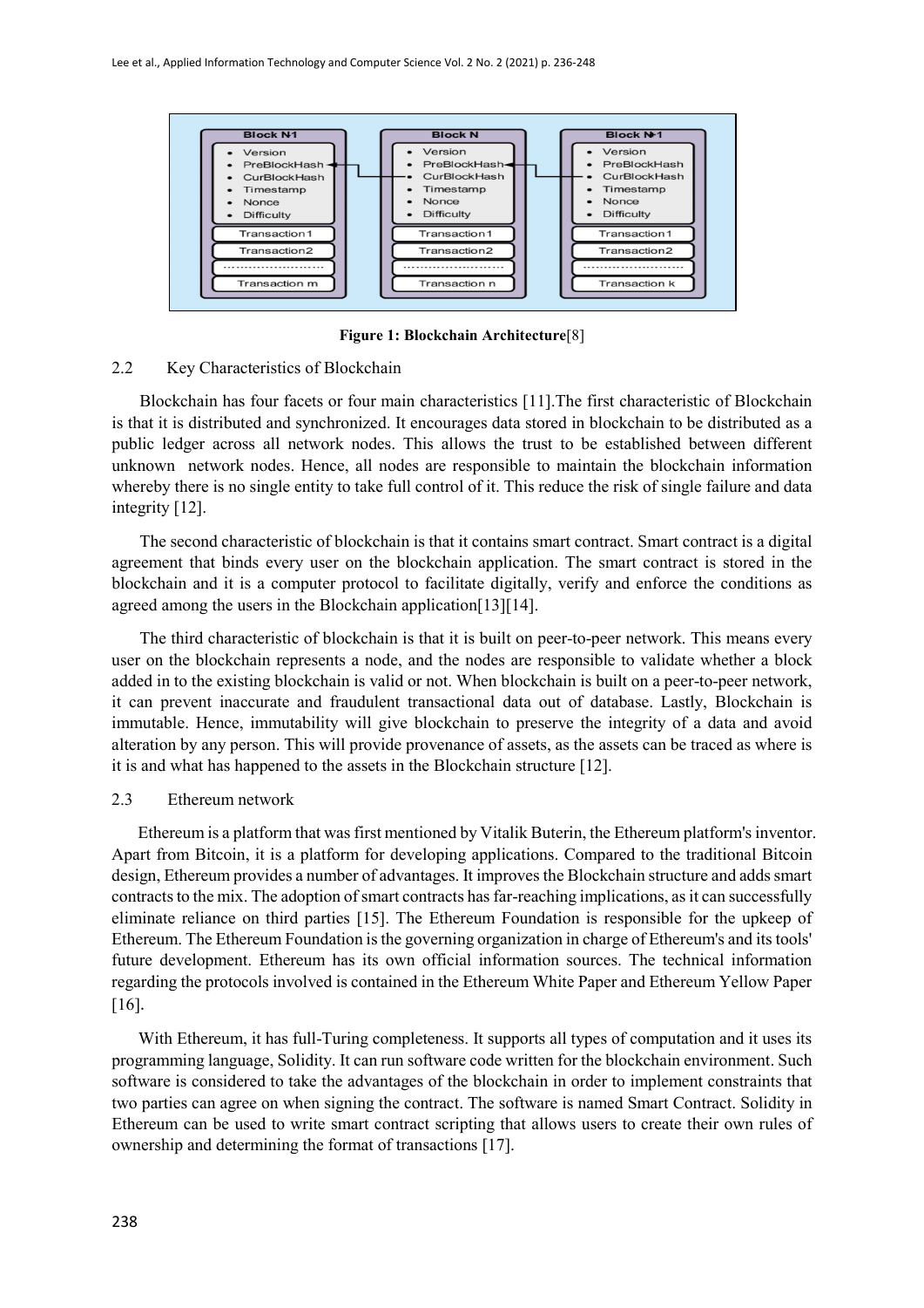**Figure 1: Blockchain Architecture**[8]

### 2.2 Key Characteristics of Blockchain

Blockchain has four facets or four main characteristics [11].The first characteristic of Blockchain is that it is distributed and synchronized. It encourages data stored in blockchain to be distributed as a public ledger across all network nodes. This allows the trust to be established between different unknown network nodes. Hence, all nodes are responsible to maintain the blockchain information whereby there is no single entity to take full control of it. This reduce the risk of single failure and data integrity [12].

The second characteristic of blockchain is that it contains smart contract. Smart contract is a digital agreement that binds every user on the blockchain application. The smart contract is stored in the blockchain and it is a computer protocol to facilitate digitally, verify and enforce the conditions as agreed among the users in the Blockchain application[13][14].

The third characteristic of blockchain is that it is built on peer-to-peer network. This means every user on the blockchain represents a node, and the nodes are responsible to validate whether a block added in to the existing blockchain is valid or not. When blockchain is built on a peer-to-peer network, it can prevent inaccurate and fraudulent transactional data out of database. Lastly, Blockchain is immutable. Hence, immutability will give blockchain to preserve the integrity of a data and avoid alteration by any person. This will provide provenance of assets, as the assets can be traced as where is it is and what has happened to the assets in the Blockchain structure [12].

### 2.3 Ethereum network

Ethereum is a platform that was first mentioned by Vitalik Buterin, the Ethereum platform's inventor. Apart from Bitcoin, it is a platform for developing applications. Compared to the traditional Bitcoin design, Ethereum provides a number of advantages. It improves the Blockchain structure and adds smart contracts to the mix. The adoption of smart contracts has far-reaching implications, as it can successfully eliminate reliance on third parties [15]. The Ethereum Foundation is responsible for the upkeep of Ethereum. The Ethereum Foundation is the governing organization in charge of Ethereum's and its tools' future development. Ethereum has its own official information sources. The technical information regarding the protocols involved is contained in the Ethereum White Paper and Ethereum Yellow Paper [16].

With Ethereum, it has full-Turing completeness. It supports all types of computation and it uses its programming language, Solidity. It can run software code written for the blockchain environment. Such software is considered to take the advantages of the blockchain in order to implement constraints that two parties can agree on when signing the contract. The software is named Smart Contract. Solidity in Ethereum can be used to write smart contract scripting that allows users to create their own rules of ownership and determining the format of transactions [17].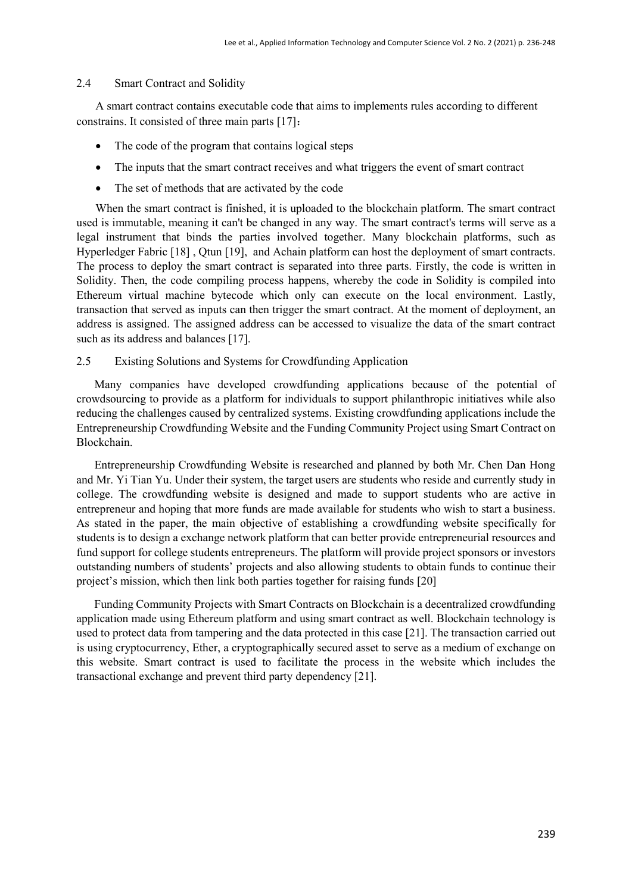### 2.4 Smart Contract and Solidity

A smart contract contains executable code that aims to implements rules according to different constrains. It consisted of three main parts [17]：

- The code of the program that contains logical steps
- The inputs that the smart contract receives and what triggers the event of smart contract
- The set of methods that are activated by the code

When the smart contract is finished, it is uploaded to the blockchain platform. The smart contract used is immutable, meaning it can't be changed in any way. The smart contract's terms will serve as a legal instrument that binds the parties involved together. Many blockchain platforms, such as Hyperledger Fabric [18] , Qtun [19], and Achain platform can host the deployment of smart contracts. The process to deploy the smart contract is separated into three parts. Firstly, the code is written in Solidity. Then, the code compiling process happens, whereby the code in Solidity is compiled into Ethereum virtual machine bytecode which only can execute on the local environment. Lastly, transaction that served as inputs can then trigger the smart contract. At the moment of deployment, an address is assigned. The assigned address can be accessed to visualize the data of the smart contract such as its address and balances [17].

### 2.5 Existing Solutions and Systems for Crowdfunding Application

Many companies have developed crowdfunding applications because of the potential of crowdsourcing to provide as a platform for individuals to support philanthropic initiatives while also reducing the challenges caused by centralized systems. Existing crowdfunding applications include the Entrepreneurship Crowdfunding Website and the Funding Community Project using Smart Contract on Blockchain.

Entrepreneurship Crowdfunding Website is researched and planned by both Mr. Chen Dan Hong and Mr. Yi Tian Yu. Under their system, the target users are students who reside and currently study in college. The crowdfunding website is designed and made to support students who are active in entrepreneur and hoping that more funds are made available for students who wish to start a business. As stated in the paper, the main objective of establishing a crowdfunding website specifically for students is to design a exchange network platform that can better provide entrepreneurial resources and fund support for college students entrepreneurs. The platform will provide project sponsors or investors outstanding numbers of students' projects and also allowing students to obtain funds to continue their project's mission, which then link both parties together for raising funds [20]

Funding Community Projects with Smart Contracts on Blockchain is a decentralized crowdfunding application made using Ethereum platform and using smart contract as well. Blockchain technology is used to protect data from tampering and the data protected in this case [21]. The transaction carried out is using cryptocurrency, Ether, a cryptographically secured asset to serve as a medium of exchange on this website. Smart contract is used to facilitate the process in the website which includes the transactional exchange and prevent third party dependency [21].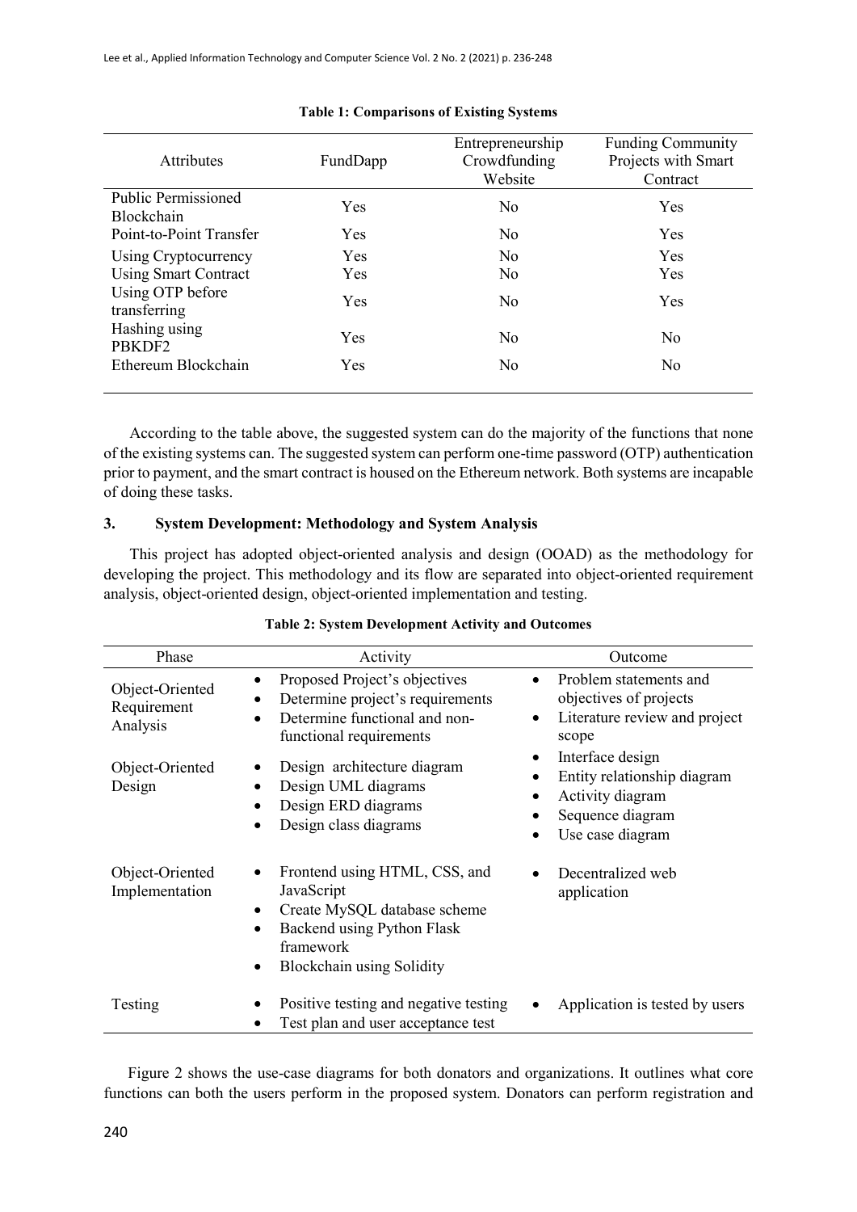**Table 1: Comparisons of Existing Systems**

| Attributes | FundDapp | Entrepreneurship Crowdfunding Website | Funding Community Projects with Smart Contract |
| --- | --- | --- | --- |
| Public Permissioned Blockchain | Yes | No | Yes |
| Point-to-Point Transfer | Yes | No | Yes |
| Using Cryptocurrency | Yes | No | Yes |
| Using Smart Contract | Yes | No | Yes |
| Using OTP before transferring | Yes | No | Yes |
| Hashing using PBKDF2 | Yes | No | No |
| Ethereum Blockchain | Yes | No | No |

According to the table above, the suggested system can do the majority of the functions that none of the existing systems can. The suggested system can perform one-time password (OTP) authentication prior to payment, and the smart contract is housed on the Ethereum network. Both systems are incapable of doing these tasks.

## 3. System Development: Methodology and System Analysis

This project has adopted object-oriented analysis and design (OOAD) as the methodology for developing the project. This methodology and its flow are separated into object-oriented requirement analysis, object-oriented design, object-oriented implementation and testing.

**Table 2: System Development Activity and Outcomes**

| Phase | Activity | Outcome |
| --- | --- | --- |
| Object-Oriented Requirement Analysis | • Proposed Project's objectives<br>• Determine project's requirements<br>• Determine functional and non-functional requirements | • Problem statements and objectives of projects<br>• Literature review and project scope |
| Object-Oriented Design | • Design architecture diagram<br>• Design UML diagrams<br>• Design ERD diagrams<br>• Design class diagrams | • Interface design<br>• Entity relationship diagram<br>• Activity diagram<br>• Sequence diagram<br>• Use case diagram |
| Object-Oriented Implementation | • Frontend using HTML, CSS, and JavaScript<br>• Create MySQL database scheme<br>• Backend using Python Flask framework<br>• Blockchain using Solidity | • Decentralized web application |
| Testing | • Positive testing and negative testing<br>• Test plan and user acceptance test | • Application is tested by users |

Figure 2 shows the use-case diagrams for both donators and organizations. It outlines what core functions can both the users perform in the proposed system. Donators can perform registration and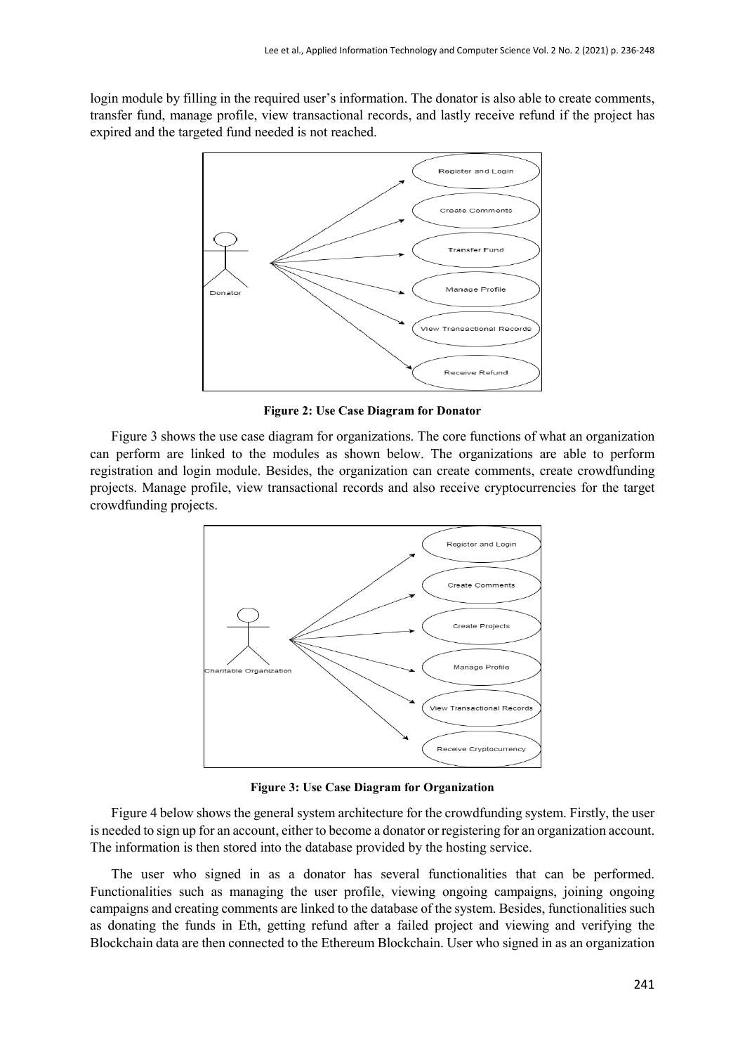login module by filling in the required user's information. The donator is also able to create comments, transfer fund, manage profile, view transactional records, and lastly receive refund if the project has expired and the targeted fund needed is not reached.

**Figure 2: Use Case Diagram for Donator**

Figure 3 shows the use case diagram for organizations. The core functions of what an organization can perform are linked to the modules as shown below. The organizations are able to perform registration and login module. Besides, the organization can create comments, create crowdfunding projects. Manage profile, view transactional records and also receive cryptocurrencies for the target crowdfunding projects.

**Figure 3: Use Case Diagram for Organization**

Figure 4 below shows the general system architecture for the crowdfunding system. Firstly, the user is needed to sign up for an account, either to become a donator or registering for an organization account. The information is then stored into the database provided by the hosting service.

The user who signed in as a donator has several functionalities that can be performed. Functionalities such as managing the user profile, viewing ongoing campaigns, joining ongoing campaigns and creating comments are linked to the database of the system. Besides, functionalities such as donating the funds in Eth, getting refund after a failed project and viewing and verifying the Blockchain data are then connected to the Ethereum Blockchain. User who signed in as an organization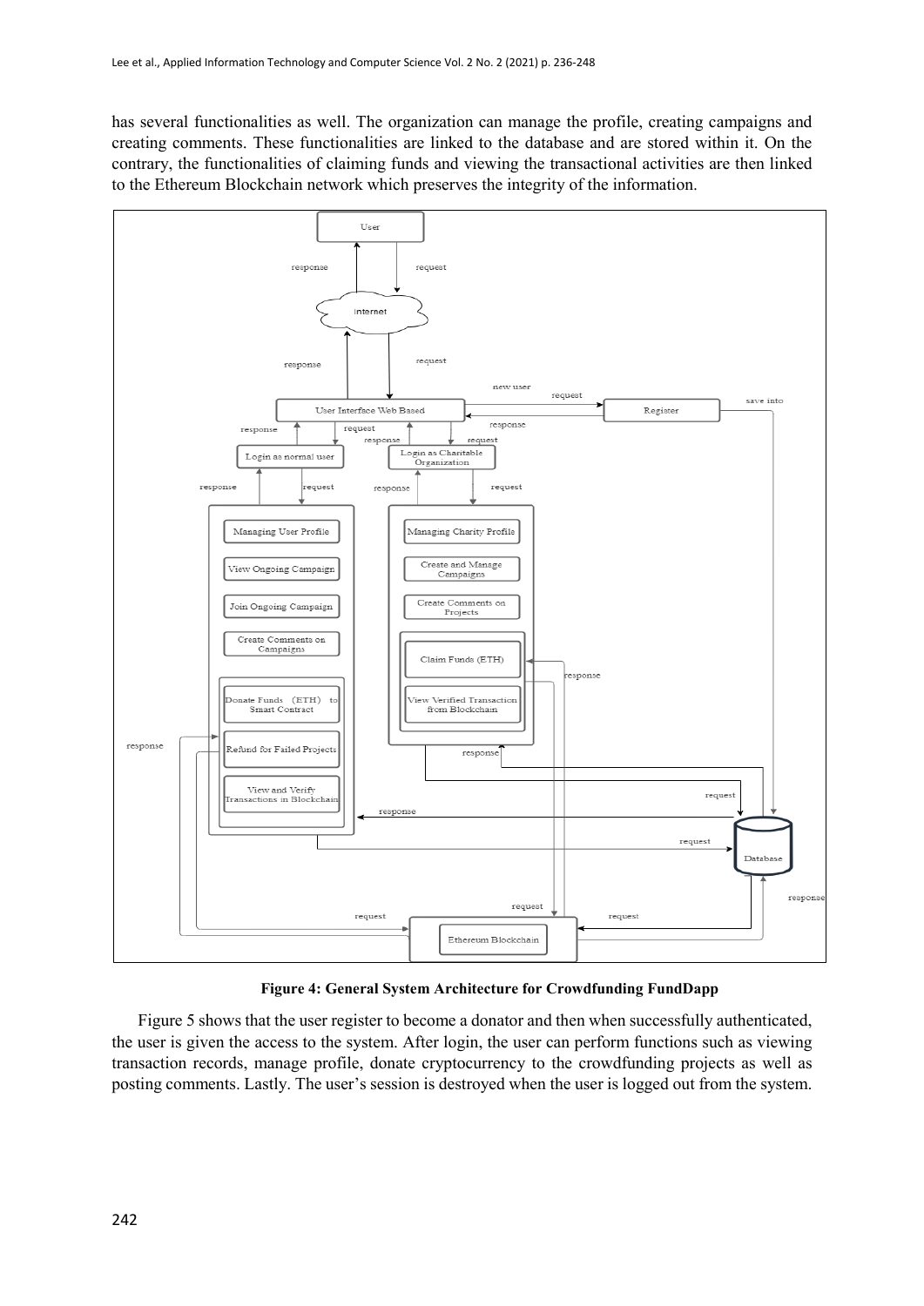has several functionalities as well. The organization can manage the profile, creating campaigns and creating comments. These functionalities are linked to the database and are stored within it. On the contrary, the functionalities of claiming funds and viewing the transactional activities are then linked to the Ethereum Blockchain network which preserves the integrity of the information.

**Figure 4: General System Architecture for Crowdfunding FundDapp**

Figure 5 shows that the user register to become a donator and then when successfully authenticated, the user is given the access to the system. After login, the user can perform functions such as viewing transaction records, manage profile, donate cryptocurrency to the crowdfunding projects as well as posting comments. Lastly. The user's session is destroyed when the user is logged out from the system.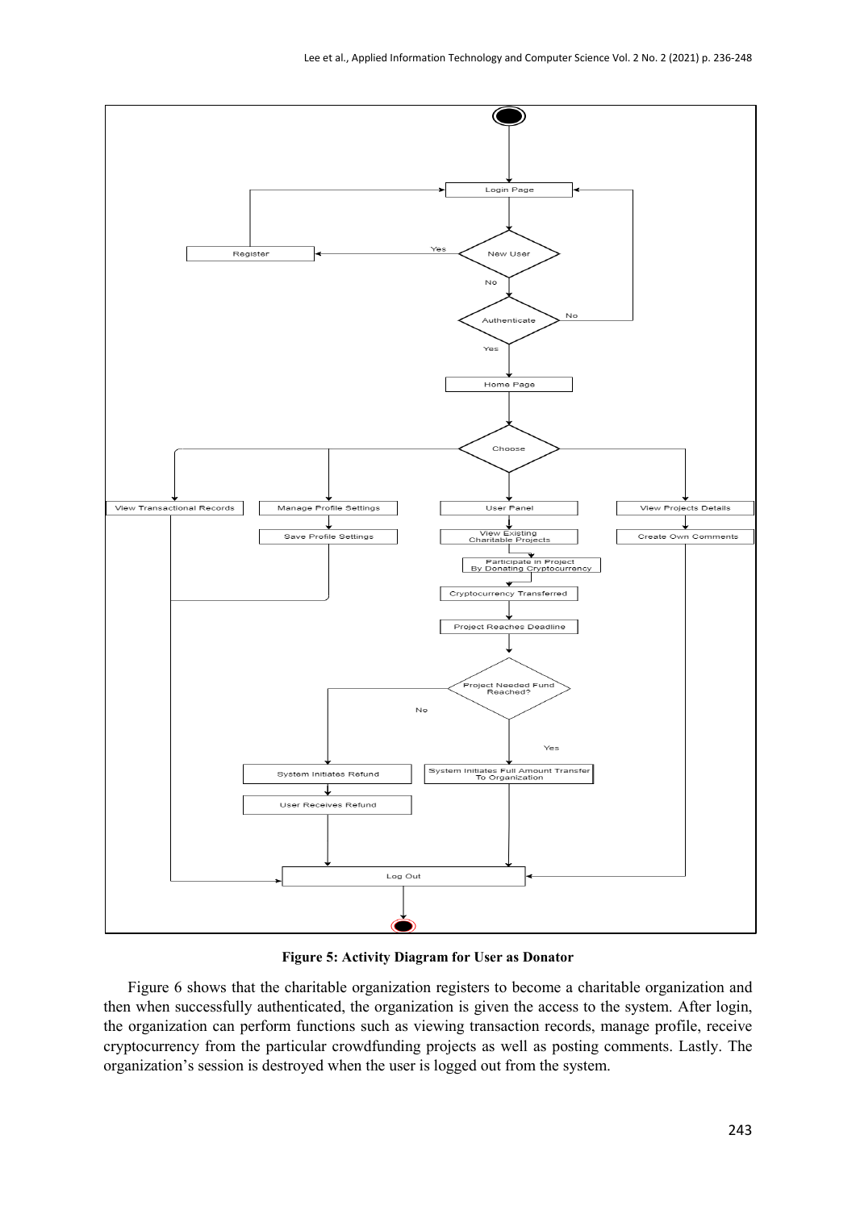**Figure 5: Activity Diagram for User as Donator**

Figure 6 shows that the charitable organization registers to become a charitable organization and then when successfully authenticated, the organization is given the access to the system. After login, the organization can perform functions such as viewing transaction records, manage profile, receive cryptocurrency from the particular crowdfunding projects as well as posting comments. Lastly. The organization's session is destroyed when the user is logged out from the system.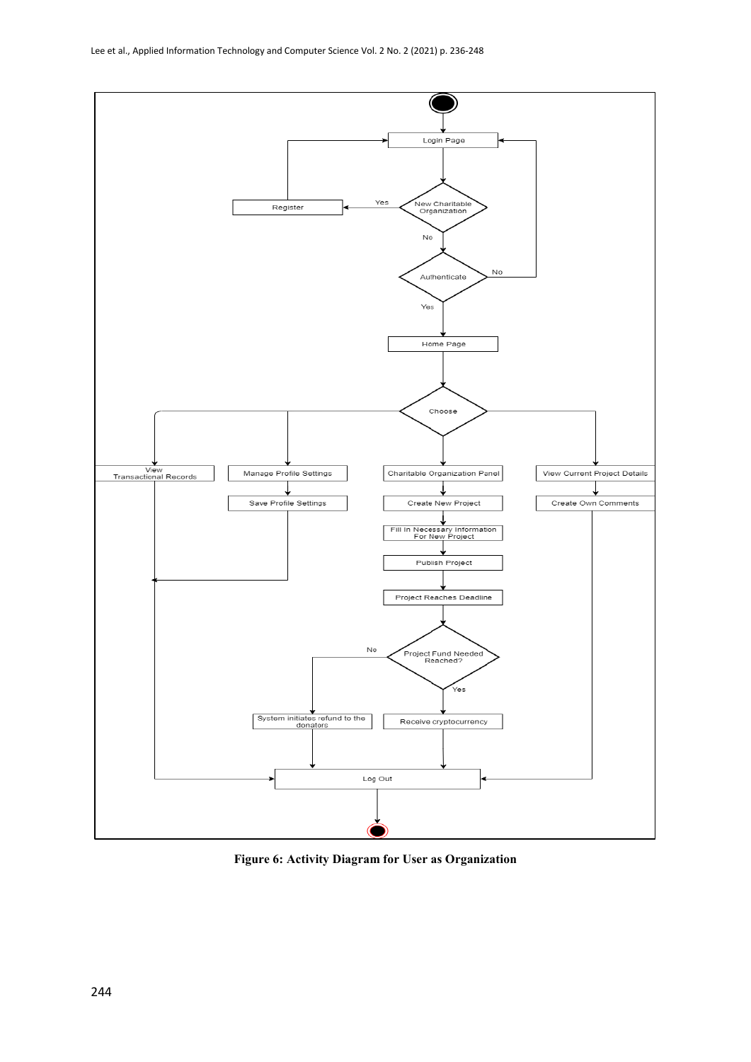**Figure 6: Activity Diagram for User as Organization**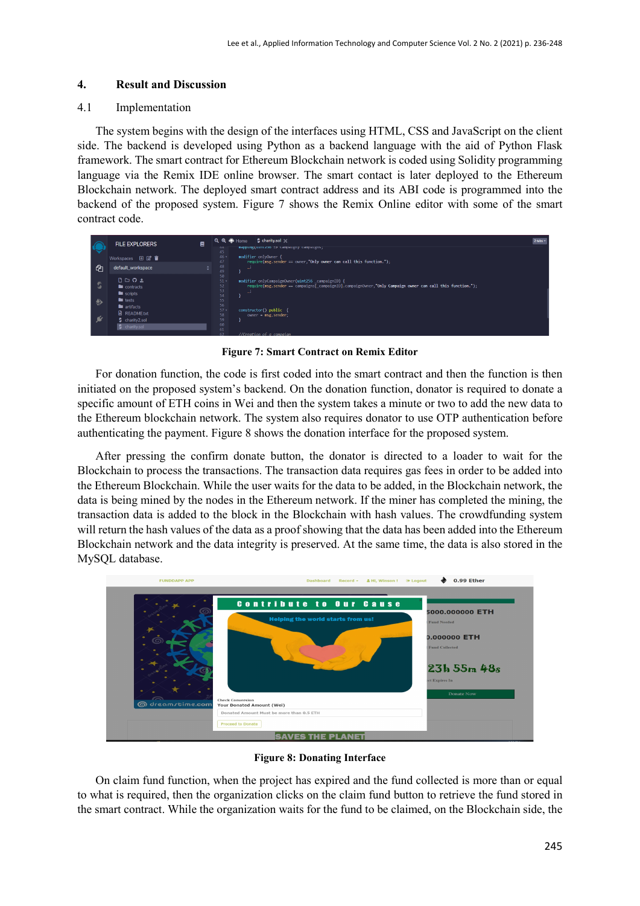## 4. Result and Discussion

### 4.1 Implementation

The system begins with the design of the interfaces using HTML, CSS and JavaScript on the client side. The backend is developed using Python as a backend language with the aid of Python Flask framework. The smart contract for Ethereum Blockchain network is coded using Solidity programming language via the Remix IDE online browser. The smart contact is later deployed to the Ethereum Blockchain network. The deployed smart contract address and its ABI code is programmed into the backend of the proposed system. Figure 7 shows the Remix Online editor with some of the smart contract code.

**Figure 7: Smart Contract on Remix Editor**

For donation function, the code is first coded into the smart contract and then the function is then initiated on the proposed system's backend. On the donation function, donator is required to donate a specific amount of ETH coins in Wei and then the system takes a minute or two to add the new data to the Ethereum blockchain network. The system also requires donator to use OTP authentication before authenticating the payment. Figure 8 shows the donation interface for the proposed system.

After pressing the confirm donate button, the donator is directed to a loader to wait for the Blockchain to process the transactions. The transaction data requires gas fees in order to be added into the Ethereum Blockchain. While the user waits for the data to be added, in the Blockchain network, the data is being mined by the nodes in the Ethereum network. If the miner has completed the mining, the transaction data is added to the block in the Blockchain with hash values. The crowdfunding system will return the hash values of the data as a proof showing that the data has been added into the Ethereum Blockchain network and the data integrity is preserved. At the same time, the data is also stored in the MySQL database.

**Figure 8: Donating Interface**

On claim fund function, when the project has expired and the fund collected is more than or equal to what is required, then the organization clicks on the claim fund button to retrieve the fund stored in the smart contract. While the organization waits for the fund to be claimed, on the Blockchain side, the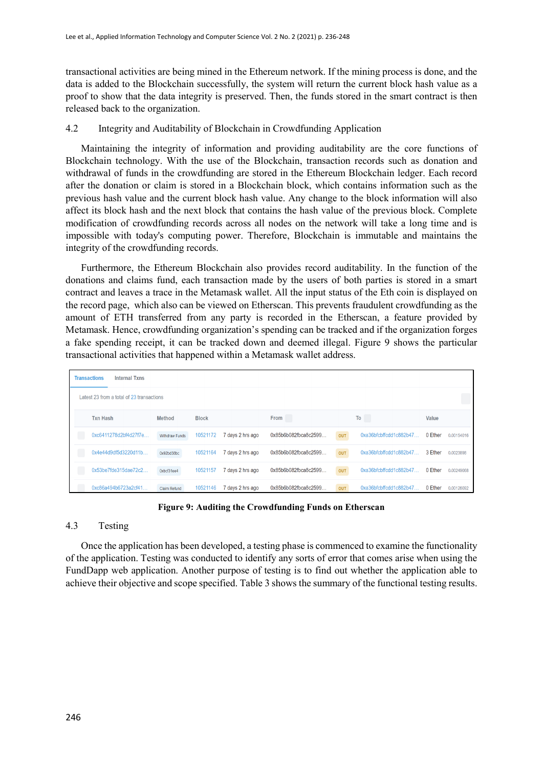transactional activities are being mined in the Ethereum network. If the mining process is done, and the data is added to the Blockchain successfully, the system will return the current block hash value as a proof to show that the data integrity is preserved. Then, the funds stored in the smart contract is then released back to the organization.

## 4.2 Integrity and Auditability of Blockchain in Crowdfunding Application

Maintaining the integrity of information and providing auditability are the core functions of Blockchain technology. With the use of the Blockchain, transaction records such as donation and withdrawal of funds in the crowdfunding are stored in the Ethereum Blockchain ledger. Each record after the donation or claim is stored in a Blockchain block, which contains information such as the previous hash value and the current block hash value. Any change to the block information will also affect its block hash and the next block that contains the hash value of the previous block. Complete modification of crowdfunding records across all nodes on the network will take a long time and is impossible with today's computing power. Therefore, Blockchain is immutable and maintains the integrity of the crowdfunding records.

Furthermore, the Ethereum Blockchain also provides record auditability. In the function of the donations and claims fund, each transaction made by the users of both parties is stored in a smart contract and leaves a trace in the Metamask wallet. All the input status of the Eth coin is displayed on the record page, which also can be viewed on Etherscan. This prevents fraudulent crowdfunding as the amount of ETH transferred from any party is recorded in the Etherscan, a feature provided by Metamask. Hence, crowdfunding organization's spending can be tracked and if the organization forges a fake spending receipt, it can be tracked down and deemed illegal. Figure 9 shows the particular transactional activities that happened within a Metamask wallet address.

Transactions | Internal Txns

Latest 23 from a total of 23 transactions

| Txn Hash | Method | Block | | From | | To | Value | |
|---|---|---|---|---|---|---|---|---|
| 0xc6411278d2bf4d27f7e... | Withdraw Funds | 10521172 | 7 days 2 hrs ago | 0x85b6b082fbca8c2599... | OUT | 0xa36bfcbffcdd1c882b47... | 0 Ether | 0.00154016 |
| 0x4e44d9df5d3220d11b... | 0x92bd38bc | 10521164 | 7 days 2 hrs ago | 0x85b6b082fbca8c2599... | OUT | 0xa36bfcbffcdd1c882b47... | 3 Ether | 0.0023898 |
| 0x53be7fde315dae72c2... | 0xbcf31ee4 | 10521157 | 7 days 2 hrs ago | 0x85b6b082fbca8c2599... | OUT | 0xa36bfcbffcdd1c882b47... | 0 Ether | 0.00249068 |
| 0xc86a494b6723a2cf41... | Claim Refund | 10521146 | 7 days 2 hrs ago | 0x85b6b082fbca8c2599... | OUT | 0xa36bfcbffcdd1c882b47... | 0 Ether | 0.00126092 |

**Figure 9: Auditing the Crowdfunding Funds on Etherscan**

## 4.3 Testing

Once the application has been developed, a testing phase is commenced to examine the functionality of the application. Testing was conducted to identify any sorts of error that comes arise when using the FundDapp web application. Another purpose of testing is to find out whether the application able to achieve their objective and scope specified. Table 3 shows the summary of the functional testing results.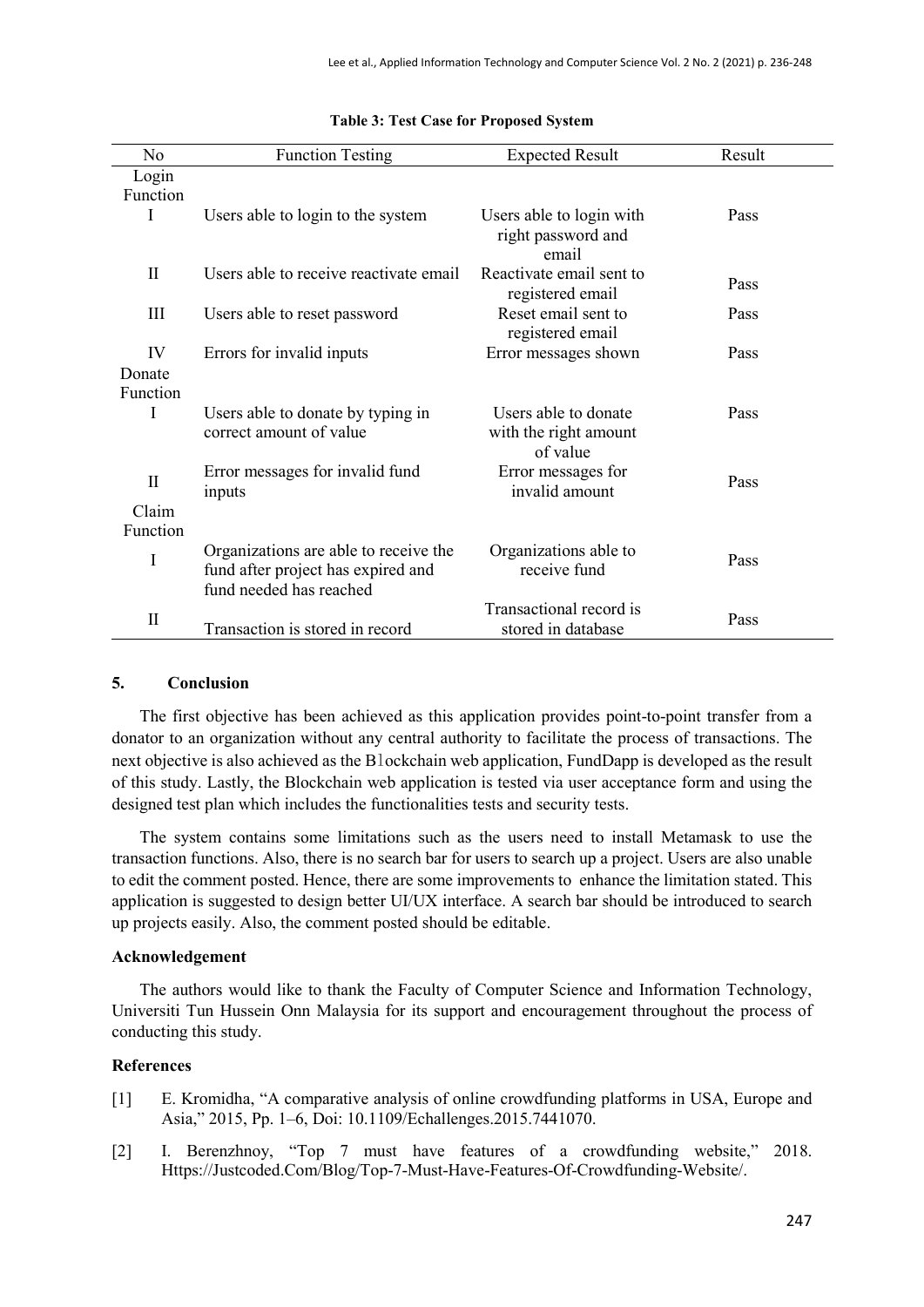**Table 3: Test Case for Proposed System**

| No | Function Testing | Expected Result | Result |
|---|---|---|---|
| Login Function | | | |
| I | Users able to login to the system | Users able to login with right password and email | Pass |
| II | Users able to receive reactivate email | Reactivate email sent to registered email | Pass |
| III | Users able to reset password | Reset email sent to registered email | Pass |
| IV | Errors for invalid inputs | Error messages shown | Pass |
| Donate Function | | | |
| I | Users able to donate by typing in correct amount of value | Users able to donate with the right amount of value | Pass |
| II | Error messages for invalid fund inputs | Error messages for invalid amount | Pass |
| Claim Function | | | |
| I | Organizations are able to receive the fund after project has expired and fund needed has reached | Organizations able to receive fund | Pass |
| II | Transaction is stored in record | Transactional record is stored in database | Pass |

## 5. Conclusion

The first objective has been achieved as this application provides point-to-point transfer from a donator to an organization without any central authority to facilitate the process of transactions. The next objective is also achieved as the Blockchain web application, FundDapp is developed as the result of this study. Lastly, the Blockchain web application is tested via user acceptance form and using the designed test plan which includes the functionalities tests and security tests.

The system contains some limitations such as the users need to install Metamask to use the transaction functions. Also, there is no search bar for users to search up a project. Users are also unable to edit the comment posted. Hence, there are some improvements to enhance the limitation stated. This application is suggested to design better UI/UX interface. A search bar should be introduced to search up projects easily. Also, the comment posted should be editable.

### Acknowledgement

The authors would like to thank the Faculty of Computer Science and Information Technology, Universiti Tun Hussein Onn Malaysia for its support and encouragement throughout the process of conducting this study.

### References

[1] E. Kromidha, "A comparative analysis of online crowdfunding platforms in USA, Europe and Asia," 2015, Pp. 1–6, Doi: 10.1109/Echallenges.2015.7441070.

[2] I. Berenzhnoy, "Top 7 must have features of a crowdfunding website," 2018. Https://Justcoded.Com/Blog/Top-7-Must-Have-Features-Of-Crowdfunding-Website/.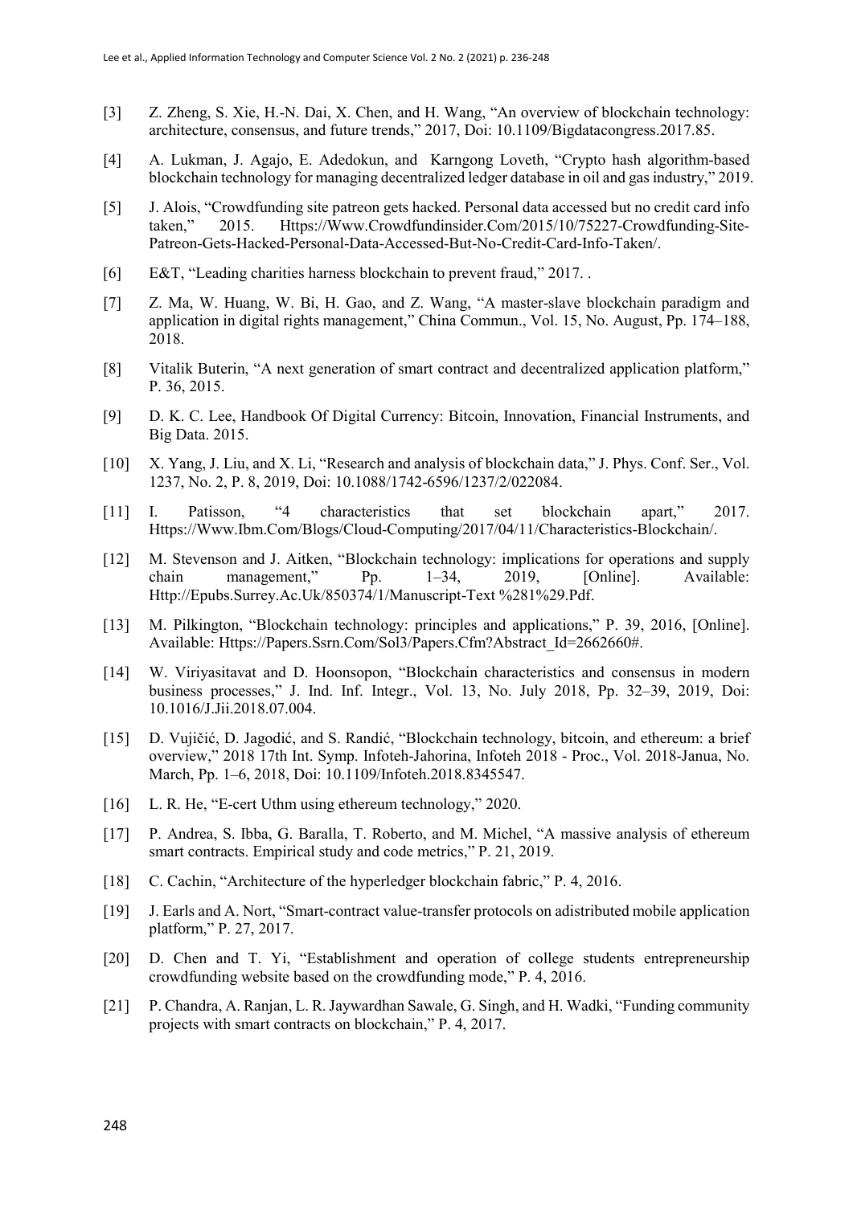[3] Z. Zheng, S. Xie, H.-N. Dai, X. Chen, and H. Wang, “An overview of blockchain technology: architecture, consensus, and future trends,” 2017, Doi: 10.1109/Bigdatacongress.2017.85.

[4] A. Lukman, J. Agajo, E. Adedokun, and Karngong Loveth, “Crypto hash algorithm-based blockchain technology for managing decentralized ledger database in oil and gas industry,” 2019.

[5] J. Alois, “Crowdfunding site patreon gets hacked. Personal data accessed but no credit card info taken,” 2015. Https://Www.Crowdfundinsider.Com/2015/10/75227-Crowdfunding-Site-Patreon-Gets-Hacked-Personal-Data-Accessed-But-No-Credit-Card-Info-Taken/.

[6] E&T, “Leading charities harness blockchain to prevent fraud,” 2017. .

[7] Z. Ma, W. Huang, W. Bi, H. Gao, and Z. Wang, “A master-slave blockchain paradigm and application in digital rights management,” China Commun., Vol. 15, No. August, Pp. 174–188, 2018.

[8] Vitalik Buterin, “A next generation of smart contract and decentralized application platform,” P. 36, 2015.

[9] D. K. C. Lee, Handbook Of Digital Currency: Bitcoin, Innovation, Financial Instruments, and Big Data. 2015.

[10] X. Yang, J. Liu, and X. Li, “Research and analysis of blockchain data,” J. Phys. Conf. Ser., Vol. 1237, No. 2, P. 8, 2019, Doi: 10.1088/1742-6596/1237/2/022084.

[11] I. Patisson, “4 characteristics that set blockchain apart,” 2017. Https://Www.Ibm.Com/Blogs/Cloud-Computing/2017/04/11/Characteristics-Blockchain/.

[12] M. Stevenson and J. Aitken, “Blockchain technology: implications for operations and supply chain management,” Pp. 1–34, 2019, [Online]. Available: Http://Epubs.Surrey.Ac.Uk/850374/1/Manuscript-Text %281%29.Pdf.

[13] M. Pilkington, “Blockchain technology: principles and applications,” P. 39, 2016, [Online]. Available: Https://Papers.Ssrn.Com/Sol3/Papers.Cfm?Abstract_Id=2662660#.

[14] W. Viriyasitavat and D. Hoonsopon, “Blockchain characteristics and consensus in modern business processes,” J. Ind. Inf. Integr., Vol. 13, No. July 2018, Pp. 32–39, 2019, Doi: 10.1016/J.Jii.2018.07.004.

[15] D. Vujičić, D. Jagodić, and S. Randić, “Blockchain technology, bitcoin, and ethereum: a brief overview,” 2018 17th Int. Symp. Infoteh-Jahorina, Infoteh 2018 - Proc., Vol. 2018-Janua, No. March, Pp. 1–6, 2018, Doi: 10.1109/Infoteh.2018.8345547.

[16] L. R. He, “E-cert Uthm using ethereum technology,” 2020.

[17] P. Andrea, S. Ibba, G. Baralla, T. Roberto, and M. Michel, “A massive analysis of ethereum smart contracts. Empirical study and code metrics,” P. 21, 2019.

[18] C. Cachin, “Architecture of the hyperledger blockchain fabric,” P. 4, 2016.

[19] J. Earls and A. Nort, “Smart-contract value-transfer protocols on adistributed mobile application platform,” P. 27, 2017.

[20] D. Chen and T. Yi, “Establishment and operation of college students entrepreneurship crowdfunding website based on the crowdfunding mode,” P. 4, 2016.

[21] P. Chandra, A. Ranjan, L. R. Jaywardhan Sawale, G. Singh, and H. Wadki, “Funding community projects with smart contracts on blockchain,” P. 4, 2017.